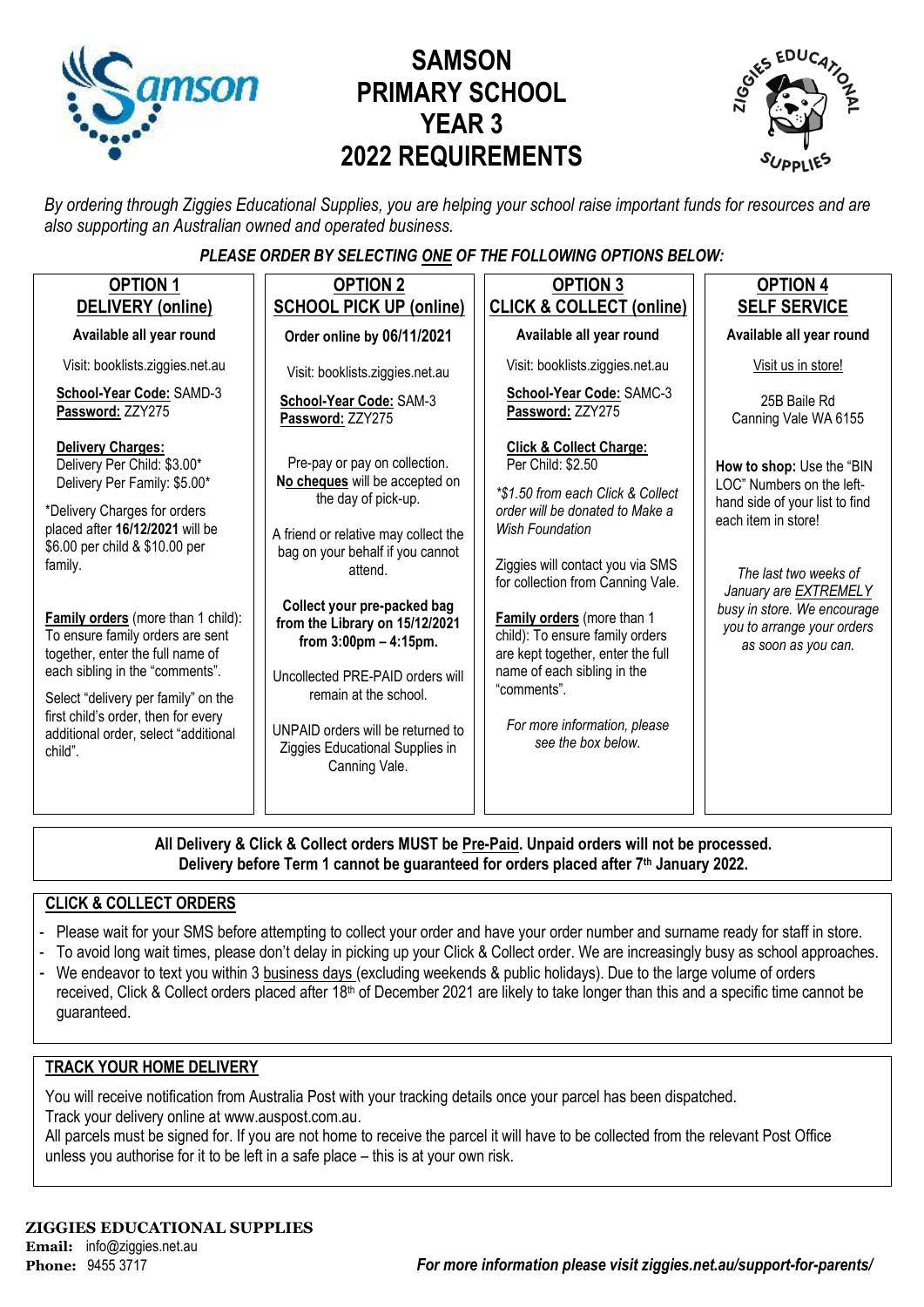# SAMSON PRIMARY SCHOOL YEAR 3 2022 REQUIREMENTS

*By ordering through Ziggies Educational Supplies, you are helping your school raise important funds for resources and are also supporting an Australian owned and operated business.*

***PLEASE ORDER BY SELECTING ONE OF THE FOLLOWING OPTIONS BELOW:***

## OPTION 1 DELIVERY (online)

**Available all year round**

Visit: booklists.ziggies.net.au

**School-Year Code:** SAMD-3
**Password:** ZZY275

**Delivery Charges:**
Delivery Per Child: $3.00*
Delivery Per Family: $5.00*

*Delivery Charges for orders placed after **16/12/2021** will be $6.00 per child & $10.00 per family.

**Family orders** (more than 1 child): To ensure family orders are sent together, enter the full name of each sibling in the "comments".

Select "delivery per family" on the first child's order, then for every additional order, select "additional child".

## OPTION 2 SCHOOL PICK UP (online)

**Order online by 06/11/2021**

Visit: booklists.ziggies.net.au

**School-Year Code:** SAM-3
**Password:** ZZY275

Pre-pay or pay on collection. **No cheques** will be accepted on the day of pick-up.

A friend or relative may collect the bag on your behalf if you cannot attend.

**Collect your pre-packed bag from the Library on 15/12/2021 from 3:00pm – 4:15pm.**

Uncollected PRE-PAID orders will remain at the school.

UNPAID orders will be returned to Ziggies Educational Supplies in Canning Vale.

## OPTION 3 CLICK & COLLECT (online)

**Available all year round**

Visit: booklists.ziggies.net.au

**School-Year Code:** SAMC-3
**Password:** ZZY275

**Click & Collect Charge:**
Per Child: $2.50

*\*$1.50 from each Click & Collect order will be donated to Make a Wish Foundation*

Ziggies will contact you via SMS for collection from Canning Vale.

**Family orders** (more than 1 child): To ensure family orders are kept together, enter the full name of each sibling in the "comments".

*For more information, please see the box below.*

## OPTION 4 SELF SERVICE

**Available all year round**

Visit us in store!

25B Baile Rd
Canning Vale WA 6155

**How to shop:** Use the "BIN LOC" Numbers on the left-hand side of your list to find each item in store!

*The last two weeks of January are EXTREMELY busy in store. We encourage you to arrange your orders as soon as you can.*

---

**All Delivery & Click & Collect orders MUST be Pre-Paid. Unpaid orders will not be processed. Delivery before Term 1 cannot be guaranteed for orders placed after 7th January 2022.**

## CLICK & COLLECT ORDERS

- Please wait for your SMS before attempting to collect your order and have your order number and surname ready for staff in store.
- To avoid long wait times, please don't delay in picking up your Click & Collect order. We are increasingly busy as school approaches.
- We endeavor to text you within 3 business days (excluding weekends & public holidays). Due to the large volume of orders received, Click & Collect orders placed after 18th of December 2021 are likely to take longer than this and a specific time cannot be guaranteed.

## TRACK YOUR HOME DELIVERY

You will receive notification from Australia Post with your tracking details once your parcel has been dispatched.
Track your delivery online at www.auspost.com.au.
All parcels must be signed for. If you are not home to receive the parcel it will have to be collected from the relevant Post Office unless you authorise for it to be left in a safe place – this is at your own risk.

**ZIGGIES EDUCATIONAL SUPPLIES**
**Email:** info@ziggies.net.au
**Phone:** 9455 3717

***For more information please visit ziggies.net.au/support-for-parents/***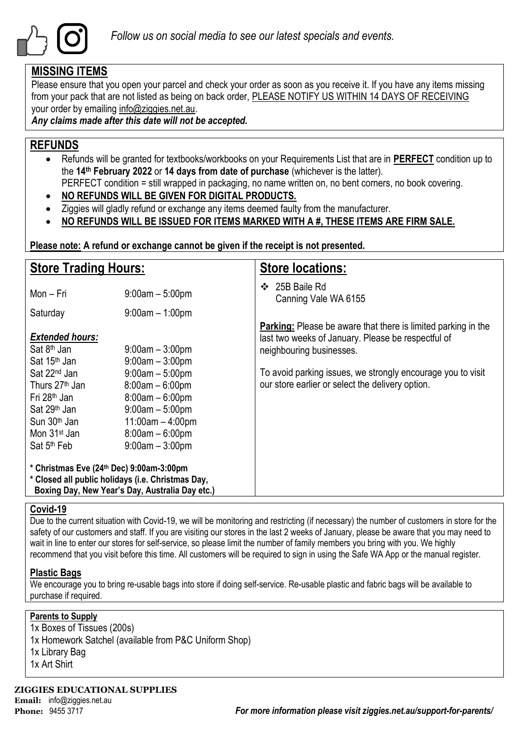*Follow us on social media to see our latest specials and events.*

## MISSING ITEMS

Please ensure that you open your parcel and check your order as soon as you receive it. If you have any items missing from your pack that are not listed as being on back order, PLEASE NOTIFY US WITHIN 14 DAYS OF RECEIVING your order by emailing info@ziggies.net.au.

***Any claims made after this date will not be accepted.***

## REFUNDS

- Refunds will be granted for textbooks/workbooks on your Requirements List that are in **PERFECT** condition up to the **14th February 2022** or **14 days from date of purchase** (whichever is the latter). PERFECT condition = still wrapped in packaging, no name written on, no bent corners, no book covering.
- **NO REFUNDS WILL BE GIVEN FOR DIGITAL PRODUCTS.**
- Ziggies will gladly refund or exchange any items deemed faulty from the manufacturer.
- **NO REFUNDS WILL BE ISSUED FOR ITEMS MARKED WITH A #, THESE ITEMS ARE FIRM SALE.**

**Please note: A refund or exchange cannot be given if the receipt is not presented.**

## Store Trading Hours:

| | |
|---|---|
| Mon – Fri | 9:00am – 5:00pm |
| Saturday | 9:00am – 1:00pm |

***Extended hours:***

| | |
|---|---|
| Sat 8th Jan | 9:00am – 3:00pm |
| Sat 15th Jan | 9:00am – 3:00pm |
| Sat 22nd Jan | 9:00am – 5:00pm |
| Thurs 27th Jan | 8:00am – 6:00pm |
| Fri 28th Jan | 8:00am – 6:00pm |
| Sat 29th Jan | 9:00am – 5:00pm |
| Sun 30th Jan | 11:00am – 4:00pm |
| Mon 31st Jan | 8:00am – 6:00pm |
| Sat 5th Feb | 9:00am – 3:00pm |

**\* Christmas Eve (24th Dec) 9:00am-3:00pm**
**\* Closed all public holidays (i.e. Christmas Day, Boxing Day, New Year's Day, Australia Day etc.)**

## Store locations:

- 25B Baile Rd
  Canning Vale WA 6155

**Parking:** Please be aware that there is limited parking in the last two weeks of January. Please be respectful of neighbouring businesses.

To avoid parking issues, we strongly encourage you to visit our store earlier or select the delivery option.

## Covid-19

Due to the current situation with Covid-19, we will be monitoring and restricting (if necessary) the number of customers in store for the safety of our customers and staff. If you are visiting our stores in the last 2 weeks of January, please be aware that you may need to wait in line to enter our stores for self-service, so please limit the number of family members you bring with you. We highly recommend that you visit before this time. All customers will be required to sign in using the Safe WA App or the manual register.

## Plastic Bags

We encourage you to bring re-usable bags into store if doing self-service. Re-usable plastic and fabric bags will be available to purchase if required.

### Parents to Supply

1x Boxes of Tissues (200s)
1x Homework Satchel (available from P&C Uniform Shop)
1x Library Bag
1x Art Shirt

**ZIGGIES EDUCATIONAL SUPPLIES**
**Email:** info@ziggies.net.au
**Phone:** 9455 3717

*For more information please visit ziggies.net.au/support-for-parents/*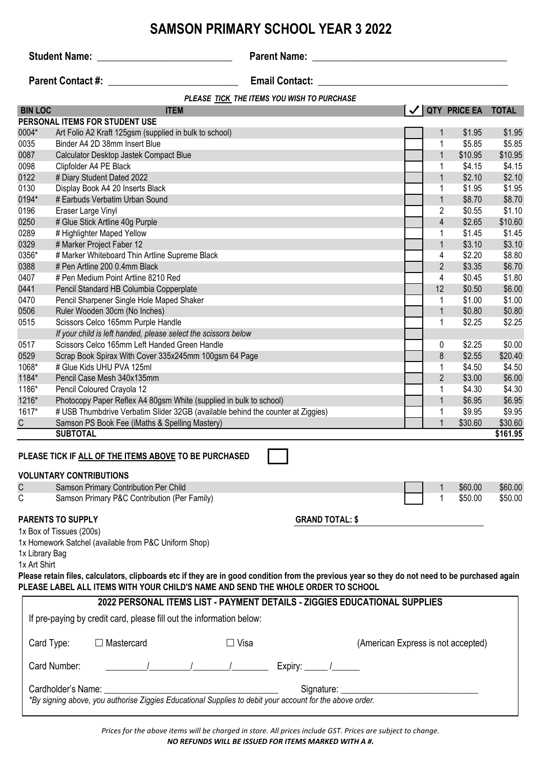# SAMSON PRIMARY SCHOOL YEAR 3 2022

**Student Name:** ___________________________ **Parent Name:** _______________________________________

**Parent Contact #:** _________________________ **Email Contact:** _____________________________________

***PLEASE TICK THE ITEMS YOU WISH TO PURCHASE***

| BIN LOC | ITEM | ✓ | QTY | PRICE EA | TOTAL |
|---|---|---|---|---|---|
| **PERSONAL ITEMS FOR STUDENT USE** | | | | | |
| 0004* | Art Folio A2 Kraft 125gsm (supplied in bulk to school) | | 1 | $1.95 | $1.95 |
| 0035 | Binder A4 2D 38mm Insert Blue | | 1 | $5.85 | $5.85 |
| 0087 | Calculator Desktop Jastek Compact Blue | | 1 | $10.95 | $10.95 |
| 0098 | Clipfolder A4 PE Black | | 1 | $4.15 | $4.15 |
| 0122 | # Diary Student Dated 2022 | | 1 | $2.10 | $2.10 |
| 0130 | Display Book A4 20 Inserts Black | | 1 | $1.95 | $1.95 |
| 0194* | # Earbuds Verbatim Urban Sound | | 1 | $8.70 | $8.70 |
| 0196 | Eraser Large Vinyl | | 2 | $0.55 | $1.10 |
| 0250 | # Glue Stick Artline 40g Purple | | 4 | $2.65 | $10.60 |
| 0289 | # Highlighter Maped Yellow | | 1 | $1.45 | $1.45 |
| 0329 | # Marker Project Faber 12 | | 1 | $3.10 | $3.10 |
| 0356* | # Marker Whiteboard Thin Artline Supreme Black | | 4 | $2.20 | $8.80 |
| 0388 | # Pen Artline 200 0.4mm Black | | 2 | $3.35 | $6.70 |
| 0407 | # Pen Medium Point Artline 8210 Red | | 4 | $0.45 | $1.80 |
| 0441 | Pencil Standard HB Columbia Copperplate | | 12 | $0.50 | $6.00 |
| 0470 | Pencil Sharpener Single Hole Maped Shaker | | 1 | $1.00 | $1.00 |
| 0506 | Ruler Wooden 30cm (No Inches) | | 1 | $0.80 | $0.80 |
| 0515 | Scissors Celco 165mm Purple Handle | | 1 | $2.25 | $2.25 |
| | *If your child is left handed, please select the scissors below* | | | | |
| 0517 | Scissors Celco 165mm Left Handed Green Handle | | 0 | $2.25 | $0.00 |
| 0529 | Scrap Book Spirax With Cover 335x245mm 100gsm 64 Page | | 8 | $2.55 | $20.40 |
| 1068* | # Glue Kids UHU PVA 125ml | | 1 | $4.50 | $4.50 |
| 1184* | Pencil Case Mesh 340x135mm | | 2 | $3.00 | $6.00 |
| 1186* | Pencil Coloured Crayola 12 | | 1 | $4.30 | $4.30 |
| 1216* | Photocopy Paper Reflex A4 80gsm White (supplied in bulk to school) | | 1 | $6.95 | $6.95 |
| 1617* | # USB Thumbdrive Verbatim Slider 32GB (available behind the counter at Ziggies) | | 1 | $9.95 | $9.95 |
| C | Samson PS Book Fee (iMaths & Spelling Mastery) | | 1 | $30.60 | $30.60 |
| | **SUBTOTAL** | | | | **$161.95** |

**PLEASE TICK IF ALL OF THE ITEMS ABOVE TO BE PURCHASED** ☐

**VOLUNTARY CONTRIBUTIONS**

| | | | | | |
|---|---|---|---|---|---|
| C | Samson Primary Contribution Per Child | | 1 | $60.00 | $60.00 |
| C | Samson Primary P&C Contribution (Per Family) | | 1 | $50.00 | $50.00 |

**PARENTS TO SUPPLY**

**GRAND TOTAL: $** ____________

1x Box of Tissues (200s)
1x Homework Satchel (available from P&C Uniform Shop)
1x Library Bag
1x Art Shirt

**Please retain files, calculators, clipboards etc if they are in good condition from the previous year so they do not need to be purchased again**
**PLEASE LABEL ALL ITEMS WITH YOUR CHILD'S NAME AND SEND THE WHOLE ORDER TO SCHOOL**

**2022 PERSONAL ITEMS LIST - PAYMENT DETAILS - ZIGGIES EDUCATIONAL SUPPLIES**

If pre-paying by credit card, please fill out the information below:

Card Type: ☐ Mastercard ☐ Visa (American Express is not accepted)

Card Number: ________/________/________/________ Expiry: _____ /______

Cardholder's Name: _____________________________________ Signature: _____________________________

*\*By signing above, you authorise Ziggies Educational Supplies to debit your account for the above order.*

*Prices for the above items will be charged in store. All prices include GST. Prices are subject to change.*

***NO REFUNDS WILL BE ISSUED FOR ITEMS MARKED WITH A #.***